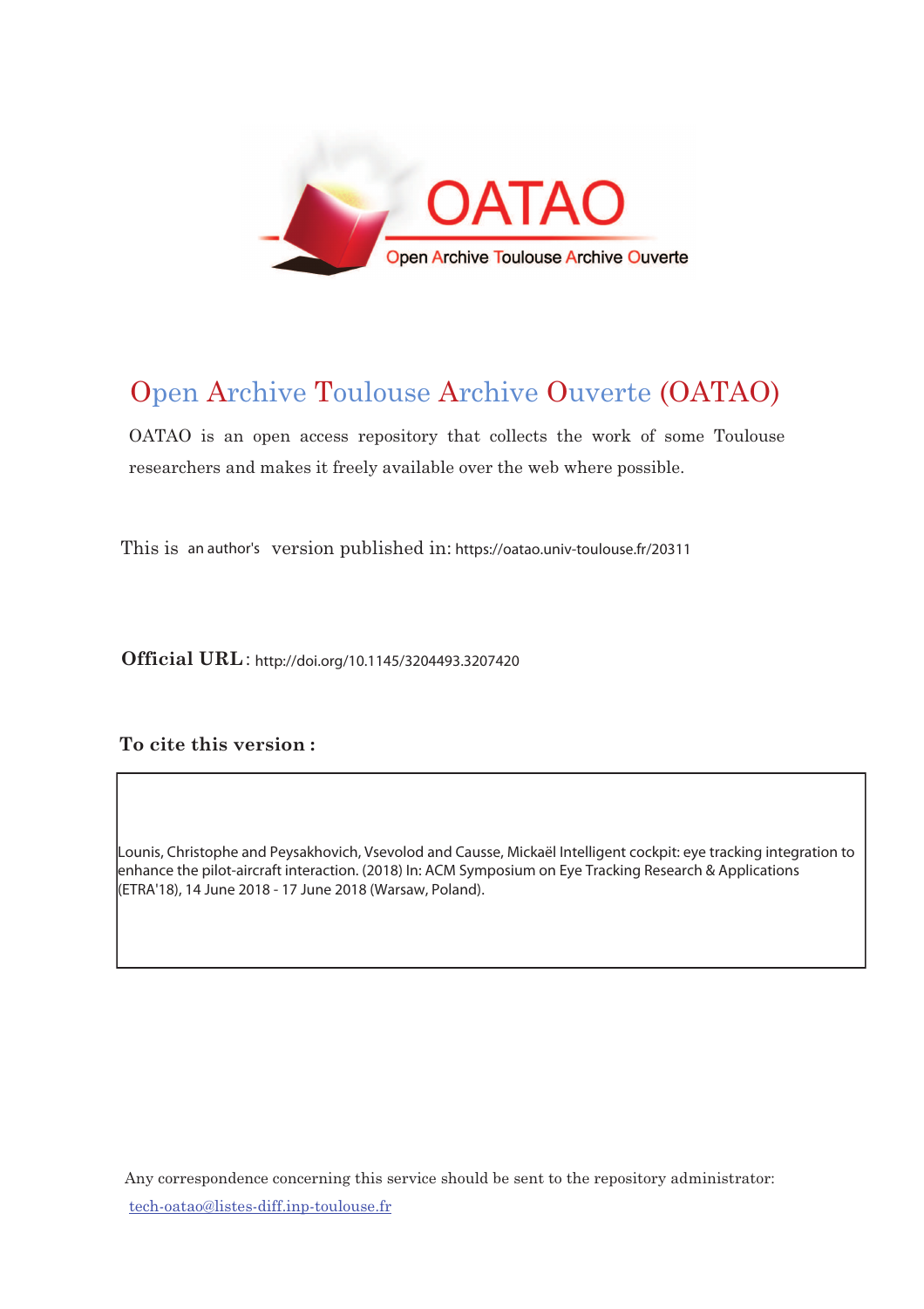# Open Archive Toulouse Archive Ouverte (OATAO)

OATAO is an open access repository that collects the work of some Toulouse researchers and makes it freely available over the web where possible.

This is an author's version published in: https://oatao.univ-toulouse.fr/20311

**Official URL**: http://doi.org/10.1145/3204493.3207420

**To cite this version :**

Lounis, Christophe and Peysakhovich, Vsevolod and Causse, Mickaël Intelligent cockpit: eye tracking integration to enhance the pilot-aircraft interaction. (2018) In: ACM Symposium on Eye Tracking Research & Applications (ETRA'18), 14 June 2018 - 17 June 2018 (Warsaw, Poland).

Any correspondence concerning this service should be sent to the repository administrator: tech-oatao@listes-diff.inp-toulouse.fr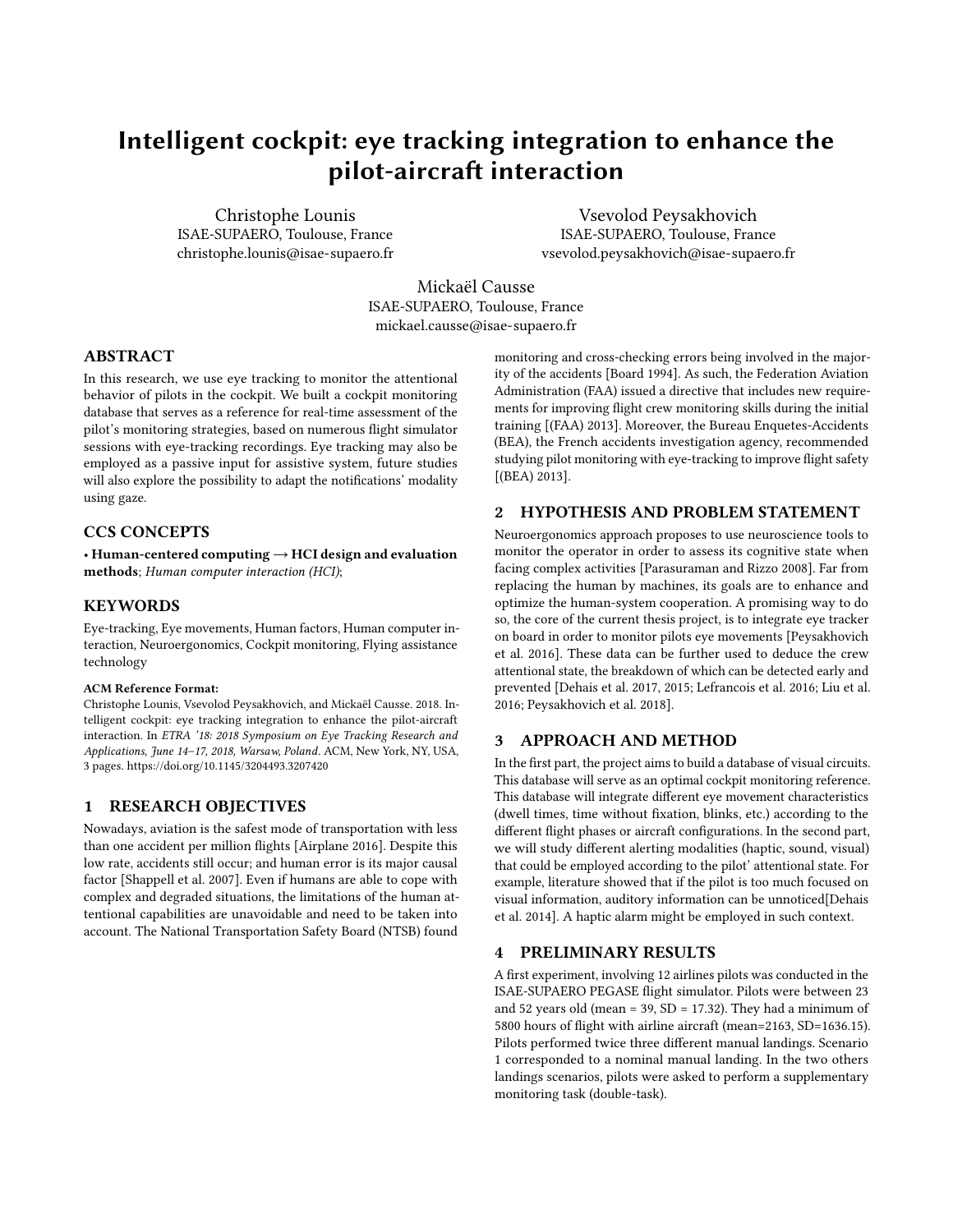# Intelligent cockpit: eye tracking integration to enhance the pilot-aircraft interaction

Christophe Lounis
ISAE-SUPAERO, Toulouse, France
christophe.lounis@isae-supaero.fr

Vsevolod Peysakhovich
ISAE-SUPAERO, Toulouse, France
vsevolod.peysakhovich@isae-supaero.fr

Mickaël Causse
ISAE-SUPAERO, Toulouse, France
mickael.causse@isae-supaero.fr

## ABSTRACT

In this research, we use eye tracking to monitor the attentional behavior of pilots in the cockpit. We built a cockpit monitoring database that serves as a reference for real-time assessment of the pilot's monitoring strategies, based on numerous flight simulator sessions with eye-tracking recordings. Eye tracking may also be employed as a passive input for assistive system, future studies will also explore the possibility to adapt the notifications' modality using gaze.

## CCS CONCEPTS

• **Human-centered computing → HCI design and evaluation methods**; *Human computer interaction (HCI)*;

## KEYWORDS

Eye-tracking, Eye movements, Human factors, Human computer interaction, Neuroergonomics, Cockpit monitoring, Flying assistance technology

**ACM Reference Format:**

Christophe Lounis, Vsevolod Peysakhovich, and Mickaël Causse. 2018. Intelligent cockpit: eye tracking integration to enhance the pilot-aircraft interaction. In *ETRA '18: 2018 Symposium on Eye Tracking Research and Applications, June 14–17, 2018, Warsaw, Poland*. ACM, New York, NY, USA, 3 pages. https://doi.org/10.1145/3204493.3207420

## 1 RESEARCH OBJECTIVES

Nowadays, aviation is the safest mode of transportation with less than one accident per million flights [Airplane 2016]. Despite this low rate, accidents still occur; and human error is its major causal factor [Shappell et al. 2007]. Even if humans are able to cope with complex and degraded situations, the limitations of the human attentional capabilities are unavoidable and need to be taken into account. The National Transportation Safety Board (NTSB) found monitoring and cross-checking errors being involved in the majority of the accidents [Board 1994]. As such, the Federation Aviation Administration (FAA) issued a directive that includes new requirements for improving flight crew monitoring skills during the initial training [(FAA) 2013]. Moreover, the Bureau Enquetes-Accidents (BEA), the French accidents investigation agency, recommended studying pilot monitoring with eye-tracking to improve flight safety [(BEA) 2013].

## 2 HYPOTHESIS AND PROBLEM STATEMENT

Neuroergonomics approach proposes to use neuroscience tools to monitor the operator in order to assess its cognitive state when facing complex activities [Parasuraman and Rizzo 2008]. Far from replacing the human by machines, its goals are to enhance and optimize the human-system cooperation. A promising way to do so, the core of the current thesis project, is to integrate eye tracker on board in order to monitor pilots eye movements [Peysakhovich et al. 2016]. These data can be further used to deduce the crew attentional state, the breakdown of which can be detected early and prevented [Dehais et al. 2017, 2015; Lefrancois et al. 2016; Liu et al. 2016; Peysakhovich et al. 2018].

## 3 APPROACH AND METHOD

In the first part, the project aims to build a database of visual circuits. This database will serve as an optimal cockpit monitoring reference. This database will integrate different eye movement characteristics (dwell times, time without fixation, blinks, etc.) according to the different flight phases or aircraft configurations. In the second part, we will study different alerting modalities (haptic, sound, visual) that could be employed according to the pilot' attentional state. For example, literature showed that if the pilot is too much focused on visual information, auditory information can be unnoticed[Dehais et al. 2014]. A haptic alarm might be employed in such context.

## 4 PRELIMINARY RESULTS

A first experiment, involving 12 airlines pilots was conducted in the ISAE-SUPAERO PEGASE flight simulator. Pilots were between 23 and 52 years old (mean = 39, SD = 17.32). They had a minimum of 5800 hours of flight with airline aircraft (mean=2163, SD=1636.15). Pilots performed twice three different manual landings. Scenario 1 corresponded to a nominal manual landing. In the two others landings scenarios, pilots were asked to perform a supplementary monitoring task (double-task).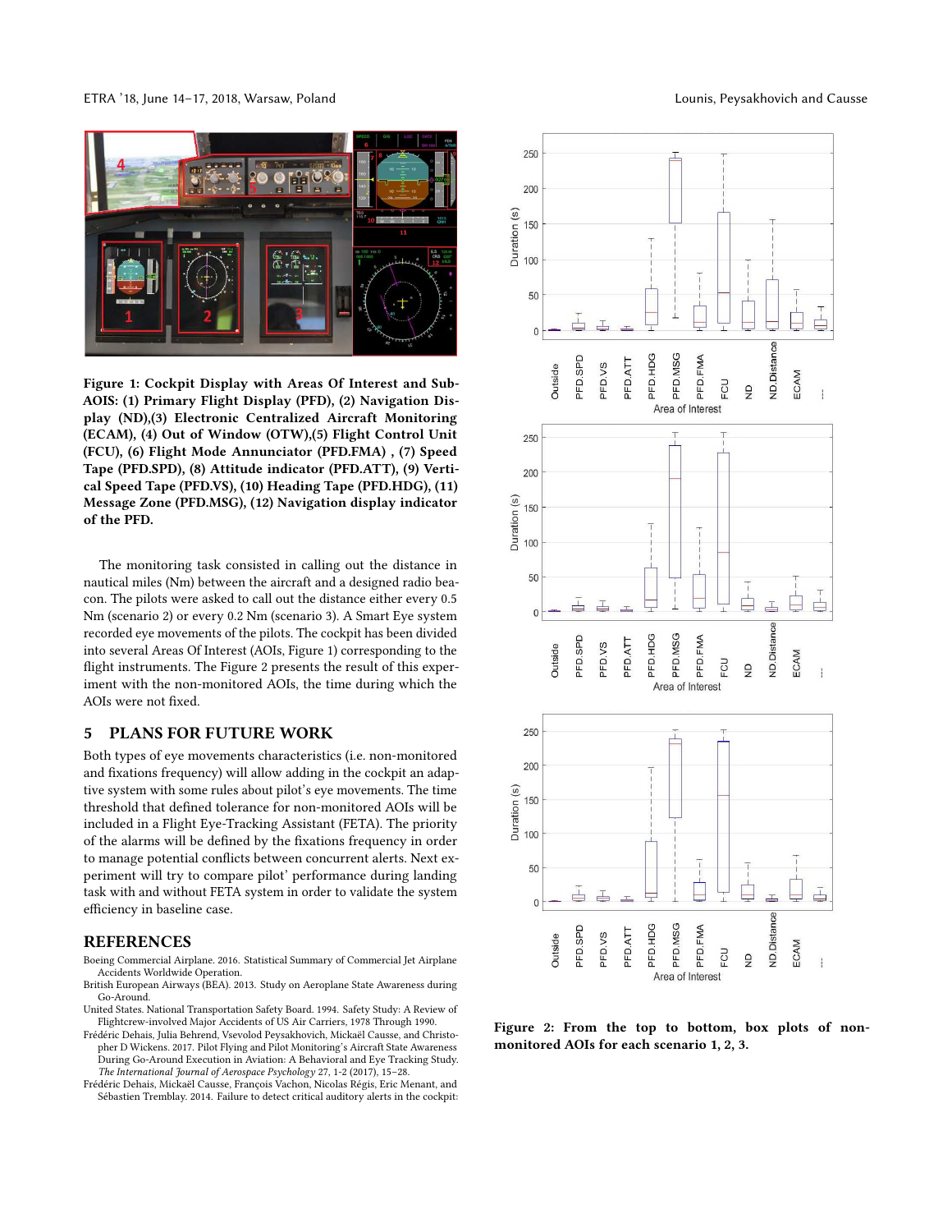Figure 1: Cockpit Display with Areas Of Interest and Sub-AOIS: (1) Primary Flight Display (PFD), (2) Navigation Display (ND),(3) Electronic Centralized Aircraft Monitoring (ECAM), (4) Out of Window (OTW),(5) Flight Control Unit (FCU), (6) Flight Mode Annunciator (PFD.FMA) , (7) Speed Tape (PFD.SPD), (8) Attitude indicator (PFD.ATT), (9) Vertical Speed Tape (PFD.VS), (10) Heading Tape (PFD.HDG), (11) Message Zone (PFD.MSG), (12) Navigation display indicator of the PFD.

The monitoring task consisted in calling out the distance in nautical miles (Nm) between the aircraft and a designed radio beacon. The pilots were asked to call out the distance either every 0.5 Nm (scenario 2) or every 0.2 Nm (scenario 3). A Smart Eye system recorded eye movements of the pilots. The cockpit has been divided into several Areas Of Interest (AOIs, Figure 1) corresponding to the flight instruments. The Figure 2 presents the result of this experiment with the non-monitored AOIs, the time during which the AOIs were not fixed.

## 5 PLANS FOR FUTURE WORK

Both types of eye movements characteristics (i.e. non-monitored and fixations frequency) will allow adding in the cockpit an adaptive system with some rules about pilot's eye movements. The time threshold that defined tolerance for non-monitored AOIs will be included in a Flight Eye-Tracking Assistant (FETA). The priority of the alarms will be defined by the fixations frequency in order to manage potential conflicts between concurrent alerts. Next experiment will try to compare pilot' performance during landing task with and without FETA system in order to validate the system efficiency in baseline case.

Figure 2: From the top to bottom, box plots of non-monitored AOIs for each scenario 1, 2, 3.

## REFERENCES

Boeing Commercial Airplane. 2016. Statistical Summary of Commercial Jet Airplane Accidents Worldwide Operation.

British European Airways (BEA). 2013. Study on Aeroplane State Awareness during Go-Around.

United States. National Transportation Safety Board. 1994. Safety Study: A Review of Flightcrew-involved Major Accidents of US Air Carriers, 1978 Through 1990.

Frédéric Dehais, Julia Behrend, Vsevolod Peysakhovich, Mickaël Causse, and Christopher D Wickens. 2017. Pilot Flying and Pilot Monitoring's Aircraft State Awareness During Go-Around Execution in Aviation: A Behavioral and Eye Tracking Study. *The International Journal of Aerospace Psychology* 27, 1-2 (2017), 15–28.

Frédéric Dehais, Mickaël Causse, François Vachon, Nicolas Régis, Eric Menant, and Sébastien Tremblay. 2014. Failure to detect critical auditory alerts in the cockpit: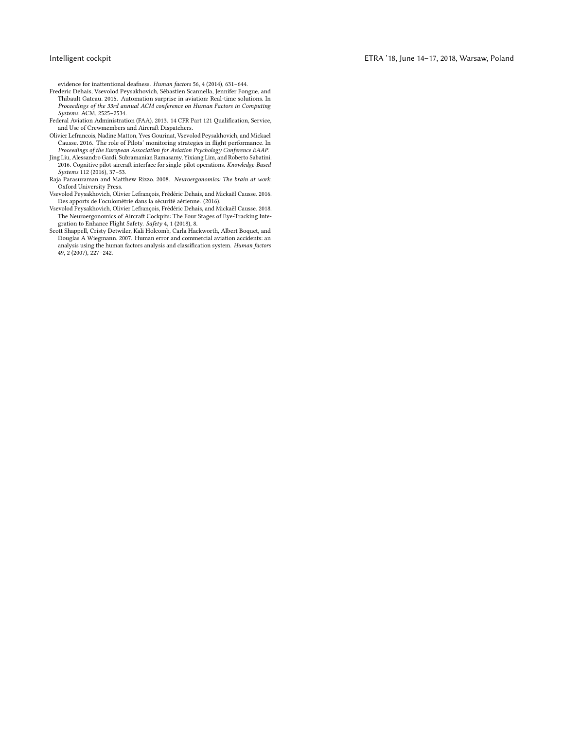evidence for inattentional deafness. *Human factors* 56, 4 (2014), 631–644.

Frederic Dehais, Vsevolod Peysakhovich, Sébastien Scannella, Jennifer Fongue, and Thibault Gateau. 2015. Automation surprise in aviation: Real-time solutions. In *Proceedings of the 33rd annual ACM conference on Human Factors in Computing Systems*. ACM, 2525–2534.

Federal Aviation Administration (FAA). 2013. 14 CFR Part 121 Qualification, Service, and Use of Crewmembers and Aircraft Dispatchers.

Olivier Lefrancois, Nadine Matton, Yves Gourinat, Vsevolod Peysakhovich, and Mickael Causse. 2016. The role of Pilots' monitoring strategies in flight performance. In *Proceedings of the European Association for Aviation Psychology Conference EAAP*.

Jing Liu, Alessandro Gardi, Subramanian Ramasamy, Yixiang Lim, and Roberto Sabatini. 2016. Cognitive pilot-aircraft interface for single-pilot operations. *Knowledge-Based Systems* 112 (2016), 37–53.

Raja Parasuraman and Matthew Rizzo. 2008. *Neuroergonomics: The brain at work.* Oxford University Press.

Vsevolod Peysakhovich, Olivier Lefrançois, Frédéric Dehais, and Mickaël Causse. 2016. Des apports de l'oculométrie dans la sécurité aérienne. (2016).

Vsevolod Peysakhovich, Olivier Lefrançois, Frédéric Dehais, and Mickaël Causse. 2018. The Neuroergonomics of Aircraft Cockpits: The Four Stages of Eye-Tracking Integration to Enhance Flight Safety. *Safety* 4, 1 (2018), 8.

Scott Shappell, Cristy Detwiler, Kali Holcomb, Carla Hackworth, Albert Boquet, and Douglas A Wiegmann. 2007. Human error and commercial aviation accidents: an analysis using the human factors analysis and classification system. *Human factors* 49, 2 (2007), 227–242.